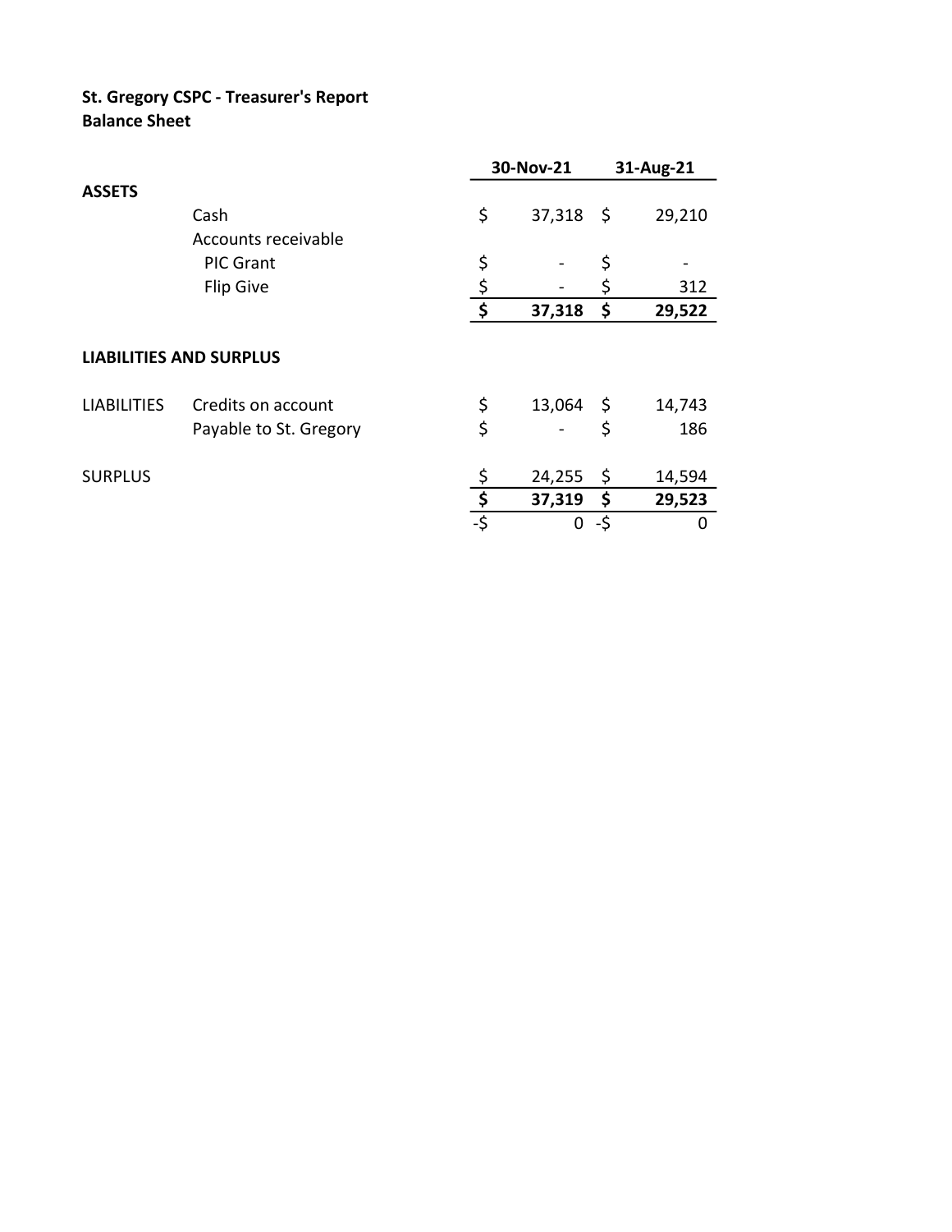**St. Gregory CSPC - Treasurer's Report**
**Balance Sheet**

| | | 30-Nov-21 | 31-Aug-21 |
|---|---|---|---|
| **ASSETS** | | | |
| | Cash | $ 37,318 | $ 29,210 |
| | Accounts receivable | | |
| | PIC Grant | $ - | $ - |
| | Flip Give | $ - | $ 312 |
| | | **$ 37,318** | **$ 29,522** |
| **LIABILITIES AND SURPLUS** | | | |
| LIABILITIES | Credits on account | $ 13,064 | $ 14,743 |
| | Payable to St. Gregory | $ - | $ 186 |
| SURPLUS | | $ 24,255 | $ 14,594 |
| | | **$ 37,319** | **$ 29,523** |
| | | -$ 0 | -$ 0 |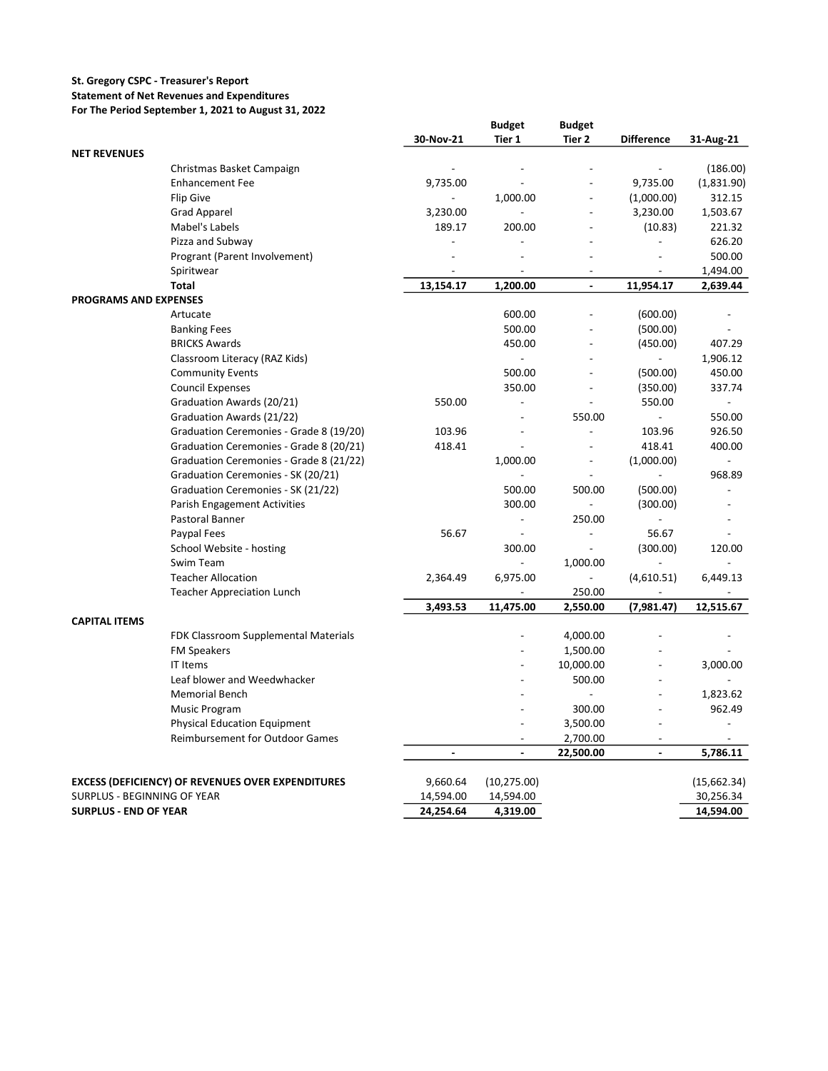**St. Gregory CSPC - Treasurer's Report**
**Statement of Net Revenues and Expenditures**
**For The Period September 1, 2021 to August 31, 2022**

| | | 30-Nov-21 | Budget Tier 1 | Budget Tier 2 | Difference | 31-Aug-21 |
|---|---|---|---|---|---|---|
| **NET REVENUES** | | | | | | |
| | Christmas Basket Campaign | - | - | - | - | (186.00) |
| | Enhancement Fee | 9,735.00 | - | - | 9,735.00 | (1,831.90) |
| | Flip Give | - | 1,000.00 | - | (1,000.00) | 312.15 |
| | Grad Apparel | 3,230.00 | - | - | 3,230.00 | 1,503.67 |
| | Mabel's Labels | 189.17 | 200.00 | - | (10.83) | 221.32 |
| | Pizza and Subway | - | - | - | - | 626.20 |
| | Progrant (Parent Involvement) | - | - | - | - | 500.00 |
| | Spiritwear | - | - | - | - | 1,494.00 |
| | **Total** | **13,154.17** | **1,200.00** | **-** | **11,954.17** | **2,639.44** |
| **PROGRAMS AND EXPENSES** | | | | | | |
| | Artucate | | 600.00 | - | (600.00) | - |
| | Banking Fees | | 500.00 | - | (500.00) | - |
| | BRICKS Awards | | 450.00 | - | (450.00) | 407.29 |
| | Classroom Literacy (RAZ Kids) | | - | - | - | 1,906.12 |
| | Community Events | | 500.00 | - | (500.00) | 450.00 |
| | Council Expenses | | 350.00 | - | (350.00) | 337.74 |
| | Graduation Awards (20/21) | 550.00 | - | - | 550.00 | - |
| | Graduation Awards (21/22) | | - | 550.00 | - | 550.00 |
| | Graduation Ceremonies - Grade 8 (19/20) | 103.96 | - | - | 103.96 | 926.50 |
| | Graduation Ceremonies - Grade 8 (20/21) | 418.41 | - | - | 418.41 | 400.00 |
| | Graduation Ceremonies - Grade 8 (21/22) | | 1,000.00 | - | (1,000.00) | - |
| | Graduation Ceremonies - SK (20/21) | | - | - | - | 968.89 |
| | Graduation Ceremonies - SK (21/22) | | 500.00 | 500.00 | (500.00) | - |
| | Parish Engagement Activities | | 300.00 | - | (300.00) | - |
| | Pastoral Banner | | - | 250.00 | - | - |
| | Paypal Fees | 56.67 | - | - | 56.67 | - |
| | School Website - hosting | | 300.00 | - | (300.00) | 120.00 |
| | Swim Team | | - | 1,000.00 | - | - |
| | Teacher Allocation | 2,364.49 | 6,975.00 | - | (4,610.51) | 6,449.13 |
| | Teacher Appreciation Lunch | | - | 250.00 | - | - |
| | | **3,493.53** | **11,475.00** | **2,550.00** | **(7,981.47)** | **12,515.67** |
| **CAPITAL ITEMS** | | | | | | |
| | FDK Classroom Supplemental Materials | | - | 4,000.00 | - | - |
| | FM Speakers | | - | 1,500.00 | - | - |
| | IT Items | | - | 10,000.00 | - | 3,000.00 |
| | Leaf blower and Weedwhacker | | - | 500.00 | - | - |
| | Memorial Bench | | - | - | - | 1,823.62 |
| | Music Program | | - | 300.00 | - | 962.49 |
| | Physical Education Equipment | | - | 3,500.00 | - | - |
| | Reimbursement for Outdoor Games | | - | 2,700.00 | - | - |
| | | **-** | **-** | **22,500.00** | **-** | **5,786.11** |
| **EXCESS (DEFICIENCY) OF REVENUES OVER EXPENDITURES** | | 9,660.64 | (10,275.00) | | | (15,662.34) |
| SURPLUS - BEGINNING OF YEAR | | 14,594.00 | 14,594.00 | | | 30,256.34 |
| **SURPLUS - END OF YEAR** | | **24,254.64** | **4,319.00** | | | **14,594.00** |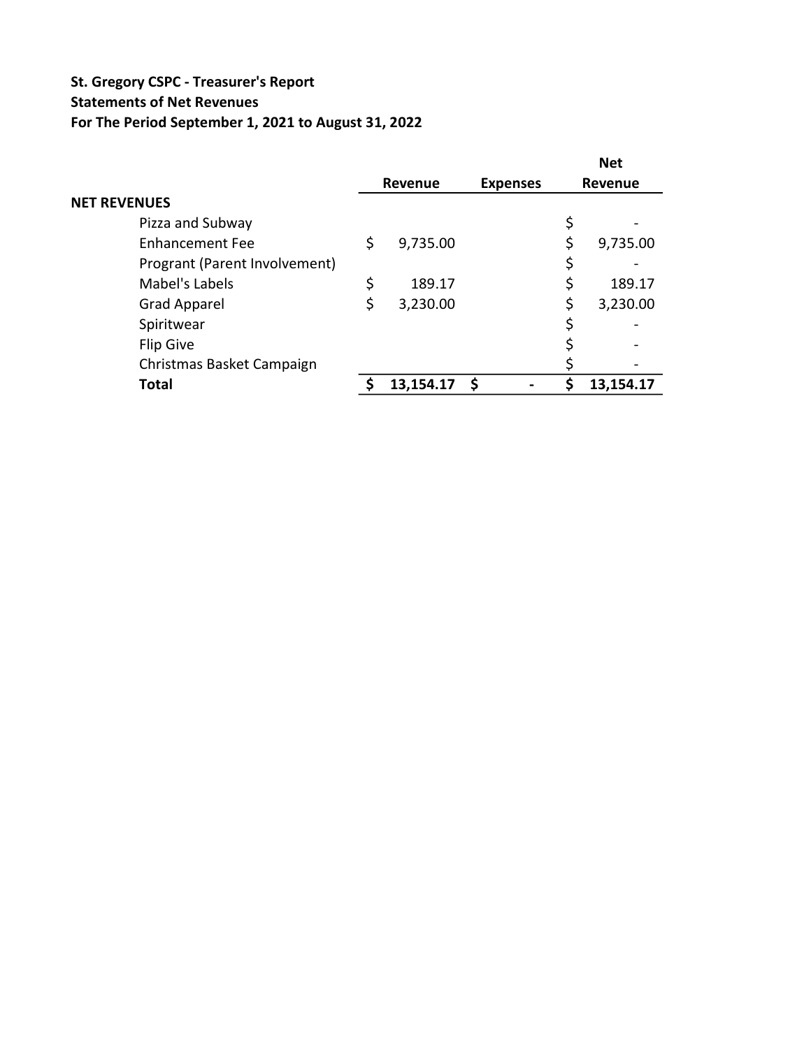**St. Gregory CSPC - Treasurer's Report**
**Statements of Net Revenues**
**For The Period September 1, 2021 to August 31, 2022**

| | Revenue | Expenses | Net Revenue |
|---|---|---|---|
| **NET REVENUES** | | | |
| Pizza and Subway | | | $ - |
| Enhancement Fee | $ 9,735.00 | | $ 9,735.00 |
| Progrant (Parent Involvement) | | | $ - |
| Mabel's Labels | $ 189.17 | | $ 189.17 |
| Grad Apparel | $ 3,230.00 | | $ 3,230.00 |
| Spiritwear | | | $ - |
| Flip Give | | | $ - |
| Christmas Basket Campaign | | | $ - |
| **Total** | **$ 13,154.17** | **$ -** | **$ 13,154.17** |